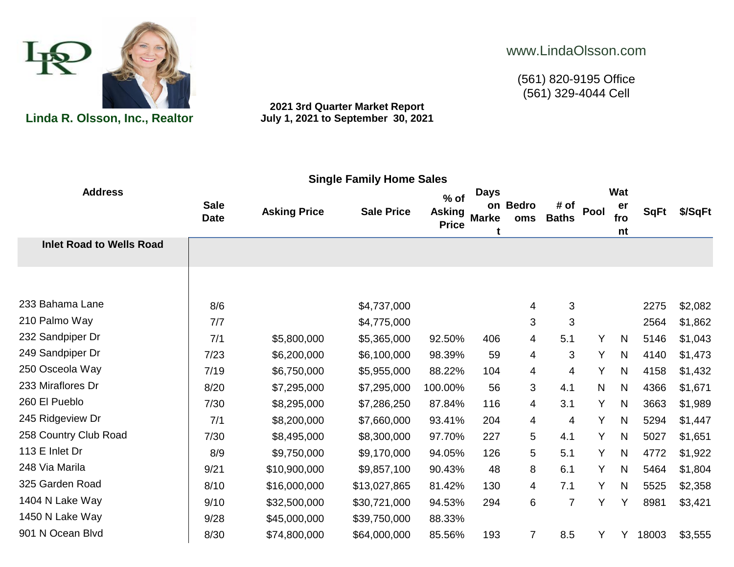Linda R. Olsson, Inc., Realtor

www.LindaOlsson.com

(561) 820-9195 Office
(561) 329-4044 Cell

**2021 3rd Quarter Market Report**
**July 1, 2021 to September 30, 2021**

## Single Family Home Sales

| Address | Sale Date | Asking Price | Sale Price | % of Asking Price | Days on Market | Bedrooms | # of Baths | Pool | Waterfront | SqFt | $/SqFt |
|---|---|---|---|---|---|---|---|---|---|---|---|
| **Inlet Road to Wells Road** | | | | | | | | | | | |
| 233 Bahama Lane | 8/6 | | $4,737,000 | | | 4 | 3 | | | 2275 | $2,082 |
| 210 Palmo Way | 7/7 | | $4,775,000 | | | 3 | 3 | | | 2564 | $1,862 |
| 232 Sandpiper Dr | 7/1 | $5,800,000 | $5,365,000 | 92.50% | 406 | 4 | 5.1 | Y | N | 5146 | $1,043 |
| 249 Sandpiper Dr | 7/23 | $6,200,000 | $6,100,000 | 98.39% | 59 | 4 | 3 | Y | N | 4140 | $1,473 |
| 250 Osceola Way | 7/19 | $6,750,000 | $5,955,000 | 88.22% | 104 | 4 | 4 | Y | N | 4158 | $1,432 |
| 233 Miraflores Dr | 8/20 | $7,295,000 | $7,295,000 | 100.00% | 56 | 3 | 4.1 | N | N | 4366 | $1,671 |
| 260 El Pueblo | 7/30 | $8,295,000 | $7,286,250 | 87.84% | 116 | 4 | 3.1 | Y | N | 3663 | $1,989 |
| 245 Ridgeview Dr | 7/1 | $8,200,000 | $7,660,000 | 93.41% | 204 | 4 | 4 | Y | N | 5294 | $1,447 |
| 258 Country Club Road | 7/30 | $8,495,000 | $8,300,000 | 97.70% | 227 | 5 | 4.1 | Y | N | 5027 | $1,651 |
| 113 E Inlet Dr | 8/9 | $9,750,000 | $9,170,000 | 94.05% | 126 | 5 | 5.1 | Y | N | 4772 | $1,922 |
| 248 Via Marila | 9/21 | $10,900,000 | $9,857,100 | 90.43% | 48 | 8 | 6.1 | Y | N | 5464 | $1,804 |
| 325 Garden Road | 8/10 | $16,000,000 | $13,027,865 | 81.42% | 130 | 4 | 7.1 | Y | N | 5525 | $2,358 |
| 1404 N Lake Way | 9/10 | $32,500,000 | $30,721,000 | 94.53% | 294 | 6 | 7 | Y | Y | 8981 | $3,421 |
| 1450 N Lake Way | 9/28 | $45,000,000 | $39,750,000 | 88.33% | | | | | | | |
| 901 N Ocean Blvd | 8/30 | $74,800,000 | $64,000,000 | 85.56% | 193 | 7 | 8.5 | Y | Y | 18003 | $3,555 |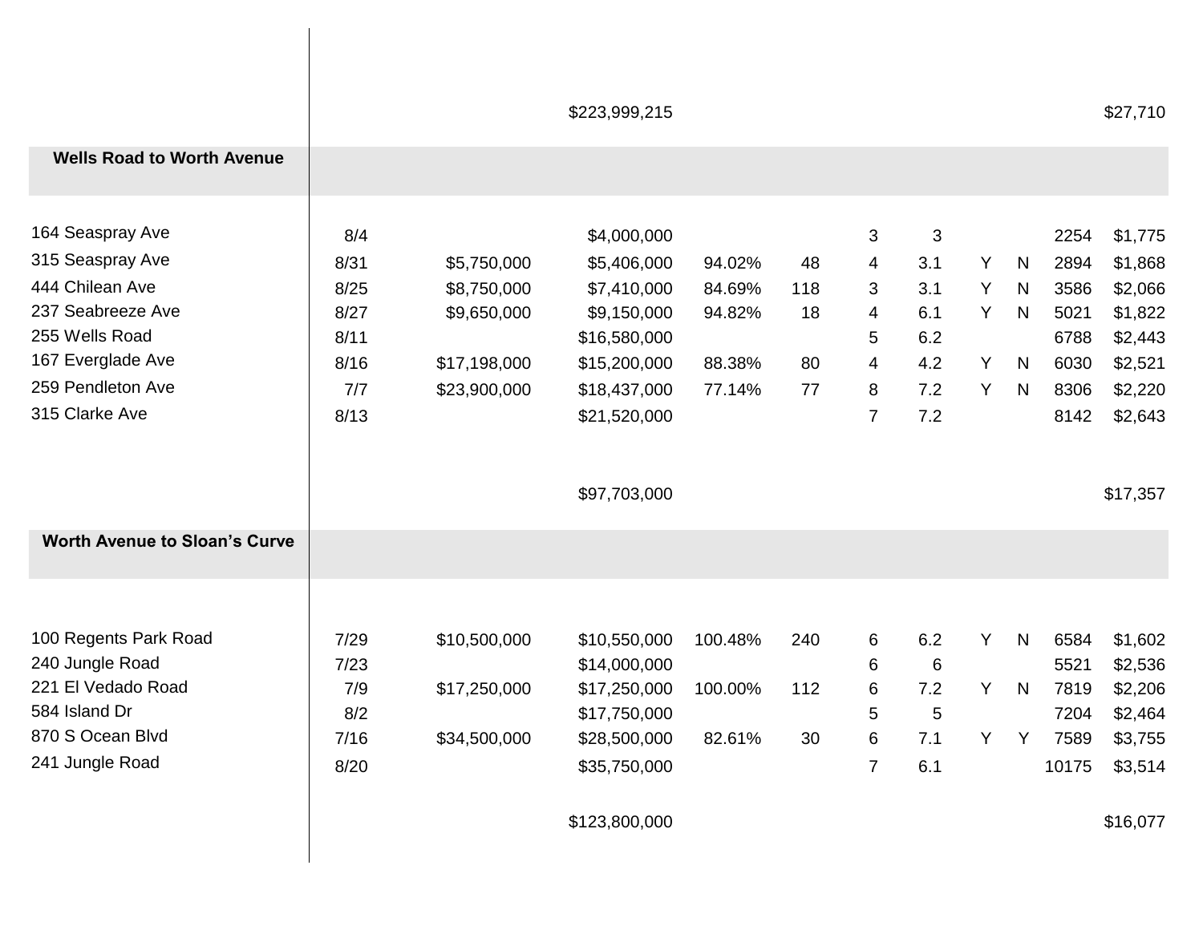| | | | | | | | | | | | | |
|---|---|---|---|---|---|---|---|---|---|---|---|---|
| | | | $223,999,215 | | | | | | | | | $27,710 |
| **Wells Road to Worth Avenue** | | | | | | | | | | | | |
| 164 Seaspray Ave | 8/4 | | $4,000,000 | | | 3 | 3 | | | 2254 | $1,775 |
| 315 Seaspray Ave | 8/31 | $5,750,000 | $5,406,000 | 94.02% | 48 | 4 | 3.1 | Y | N | 2894 | $1,868 |
| 444 Chilean Ave | 8/25 | $8,750,000 | $7,410,000 | 84.69% | 118 | 3 | 3.1 | Y | N | 3586 | $2,066 |
| 237 Seabreeze Ave | 8/27 | $9,650,000 | $9,150,000 | 94.82% | 18 | 4 | 6.1 | Y | N | 5021 | $1,822 |
| 255 Wells Road | 8/11 | | $16,580,000 | | | 5 | 6.2 | | | 6788 | $2,443 |
| 167 Everglade Ave | 8/16 | $17,198,000 | $15,200,000 | 88.38% | 80 | 4 | 4.2 | Y | N | 6030 | $2,521 |
| 259 Pendleton Ave | 7/7 | $23,900,000 | $18,437,000 | 77.14% | 77 | 8 | 7.2 | Y | N | 8306 | $2,220 |
| 315 Clarke Ave | 8/13 | | $21,520,000 | | | 7 | 7.2 | | | 8142 | $2,643 |
| | | | $97,703,000 | | | | | | | | $17,357 |
| **Worth Avenue to Sloan's Curve** | | | | | | | | | | | |
| 100 Regents Park Road | 7/29 | $10,500,000 | $10,550,000 | 100.48% | 240 | 6 | 6.2 | Y | N | 6584 | $1,602 |
| 240 Jungle Road | 7/23 | | $14,000,000 | | | 6 | 6 | | | 5521 | $2,536 |
| 221 El Vedado Road | 7/9 | $17,250,000 | $17,250,000 | 100.00% | 112 | 6 | 7.2 | Y | N | 7819 | $2,206 |
| 584 Island Dr | 8/2 | | $17,750,000 | | | 5 | 5 | | | 7204 | $2,464 |
| 870 S Ocean Blvd | 7/16 | $34,500,000 | $28,500,000 | 82.61% | 30 | 6 | 7.1 | Y | Y | 7589 | $3,755 |
| 241 Jungle Road | 8/20 | | $35,750,000 | | | 7 | 6.1 | | | 10175 | $3,514 |
| | | | $123,800,000 | | | | | | | | $16,077 |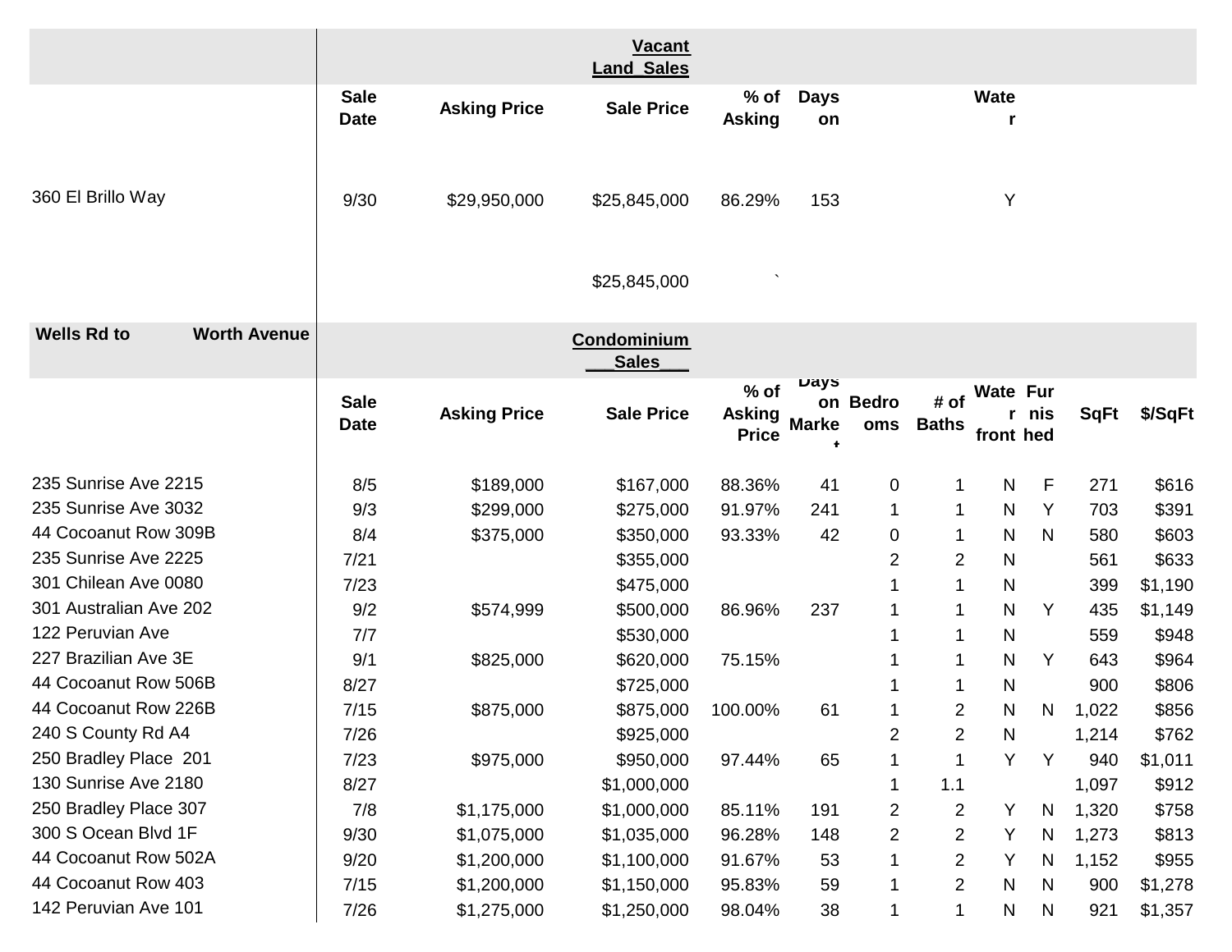| | | | Vacant Land Sales | | | | | | | | |
|---|---|---|---|---|---|---|---|---|---|---|---|
| | Sale Date | Asking Price | Sale Price | % of Asking | Days on | | | Water | | | |
| 360 El Brillo Way | 9/30 | $29,950,000 | $25,845,000 | 86.29% | 153 | | | Y | | | |
| | | | $25,845,000 | ` | | | | | | | |

| Wells Rd to Worth Avenue | | | Condominium Sales | | | | | | | | |
|---|---|---|---|---|---|---|---|---|---|---|---|
| | Sale Date | Asking Price | Sale Price | % of Asking Price | Days on Market | Bedrooms | # of Baths | Water front | Furnished | SqFt | $/SqFt |
| 235 Sunrise Ave 2215 | 8/5 | $189,000 | $167,000 | 88.36% | 41 | 0 | 1 | N | F | 271 | $616 |
| 235 Sunrise Ave 3032 | 9/3 | $299,000 | $275,000 | 91.97% | 241 | 1 | 1 | N | Y | 703 | $391 |
| 44 Cocoanut Row 309B | 8/4 | $375,000 | $350,000 | 93.33% | 42 | 0 | 1 | N | N | 580 | $603 |
| 235 Sunrise Ave 2225 | 7/21 | | $355,000 | | | 2 | 2 | N | | 561 | $633 |
| 301 Chilean Ave 0080 | 7/23 | | $475,000 | | | 1 | 1 | N | | 399 | $1,190 |
| 301 Australian Ave 202 | 9/2 | $574,999 | $500,000 | 86.96% | 237 | 1 | 1 | N | Y | 435 | $1,149 |
| 122 Peruvian Ave | 7/7 | | $530,000 | | | 1 | 1 | N | | 559 | $948 |
| 227 Brazilian Ave 3E | 9/1 | $825,000 | $620,000 | 75.15% | | 1 | 1 | N | Y | 643 | $964 |
| 44 Cocoanut Row 506B | 8/27 | | $725,000 | | | 1 | 1 | N | | 900 | $806 |
| 44 Cocoanut Row 226B | 7/15 | $875,000 | $875,000 | 100.00% | 61 | 1 | 2 | N | N | 1,022 | $856 |
| 240 S County Rd A4 | 7/26 | | $925,000 | | | 2 | 2 | N | | 1,214 | $762 |
| 250 Bradley Place 201 | 7/23 | $975,000 | $950,000 | 97.44% | 65 | 1 | 1 | Y | Y | 940 | $1,011 |
| 130 Sunrise Ave 2180 | 8/27 | | $1,000,000 | | | 1 | 1.1 | | | 1,097 | $912 |
| 250 Bradley Place 307 | 7/8 | $1,175,000 | $1,000,000 | 85.11% | 191 | 2 | 2 | Y | N | 1,320 | $758 |
| 300 S Ocean Blvd 1F | 9/30 | $1,075,000 | $1,035,000 | 96.28% | 148 | 2 | 2 | Y | N | 1,273 | $813 |
| 44 Cocoanut Row 502A | 9/20 | $1,200,000 | $1,100,000 | 91.67% | 53 | 1 | 2 | Y | N | 1,152 | $955 |
| 44 Cocoanut Row 403 | 7/15 | $1,200,000 | $1,150,000 | 95.83% | 59 | 1 | 2 | N | N | 900 | $1,278 |
| 142 Peruvian Ave 101 | 7/26 | $1,275,000 | $1,250,000 | 98.04% | 38 | 1 | 1 | N | N | 921 | $1,357 |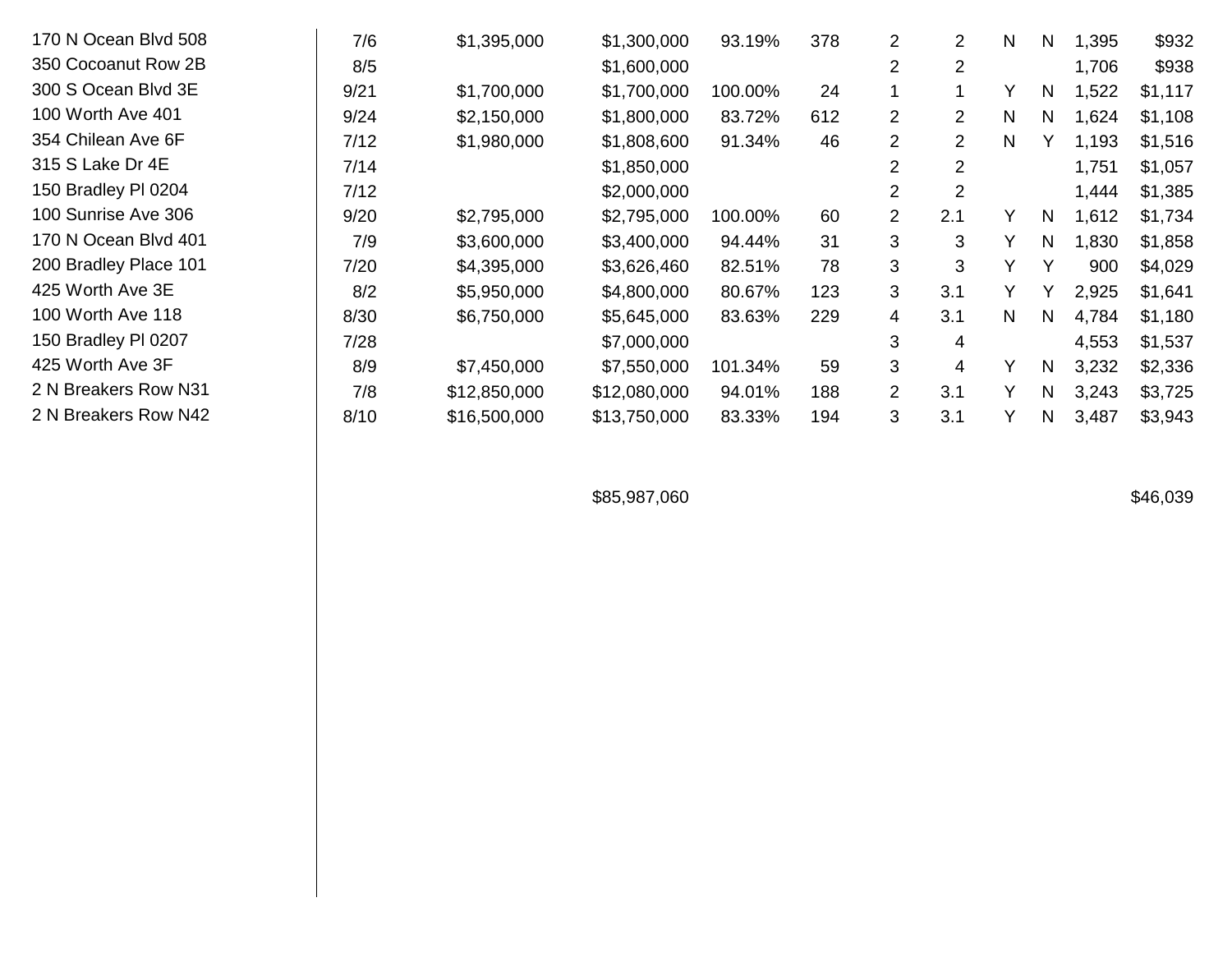| | | | | | | | | | | | |
|---|---|---|---|---|---|---|---|---|---|---|---|
| 170 N Ocean Blvd 508 | 7/6 | $1,395,000 | $1,300,000 | 93.19% | 378 | 2 | 2 | N | N | 1,395 | $932 |
| 350 Cocoanut Row 2B | 8/5 | | $1,600,000 | | | 2 | 2 | | | 1,706 | $938 |
| 300 S Ocean Blvd 3E | 9/21 | $1,700,000 | $1,700,000 | 100.00% | 24 | 1 | 1 | Y | N | 1,522 | $1,117 |
| 100 Worth Ave 401 | 9/24 | $2,150,000 | $1,800,000 | 83.72% | 612 | 2 | 2 | N | N | 1,624 | $1,108 |
| 354 Chilean Ave 6F | 7/12 | $1,980,000 | $1,808,600 | 91.34% | 46 | 2 | 2 | N | Y | 1,193 | $1,516 |
| 315 S Lake Dr 4E | 7/14 | | $1,850,000 | | | 2 | 2 | | | 1,751 | $1,057 |
| 150 Bradley Pl 0204 | 7/12 | | $2,000,000 | | | 2 | 2 | | | 1,444 | $1,385 |
| 100 Sunrise Ave 306 | 9/20 | $2,795,000 | $2,795,000 | 100.00% | 60 | 2 | 2.1 | Y | N | 1,612 | $1,734 |
| 170 N Ocean Blvd 401 | 7/9 | $3,600,000 | $3,400,000 | 94.44% | 31 | 3 | 3 | Y | N | 1,830 | $1,858 |
| 200 Bradley Place 101 | 7/20 | $4,395,000 | $3,626,460 | 82.51% | 78 | 3 | 3 | Y | Y | 900 | $4,029 |
| 425 Worth Ave 3E | 8/2 | $5,950,000 | $4,800,000 | 80.67% | 123 | 3 | 3.1 | Y | Y | 2,925 | $1,641 |
| 100 Worth Ave 118 | 8/30 | $6,750,000 | $5,645,000 | 83.63% | 229 | 4 | 3.1 | N | N | 4,784 | $1,180 |
| 150 Bradley Pl 0207 | 7/28 | | $7,000,000 | | | 3 | 4 | | | 4,553 | $1,537 |
| 425 Worth Ave 3F | 8/9 | $7,450,000 | $7,550,000 | 101.34% | 59 | 3 | 4 | Y | N | 3,232 | $2,336 |
| 2 N Breakers Row N31 | 7/8 | $12,850,000 | $12,080,000 | 94.01% | 188 | 2 | 3.1 | Y | N | 3,243 | $3,725 |
| 2 N Breakers Row N42 | 8/10 | $16,500,000 | $13,750,000 | 83.33% | 194 | 3 | 3.1 | Y | N | 3,487 | $3,943 |
| | | | $85,987,060 | | | | | | | | $46,039 |